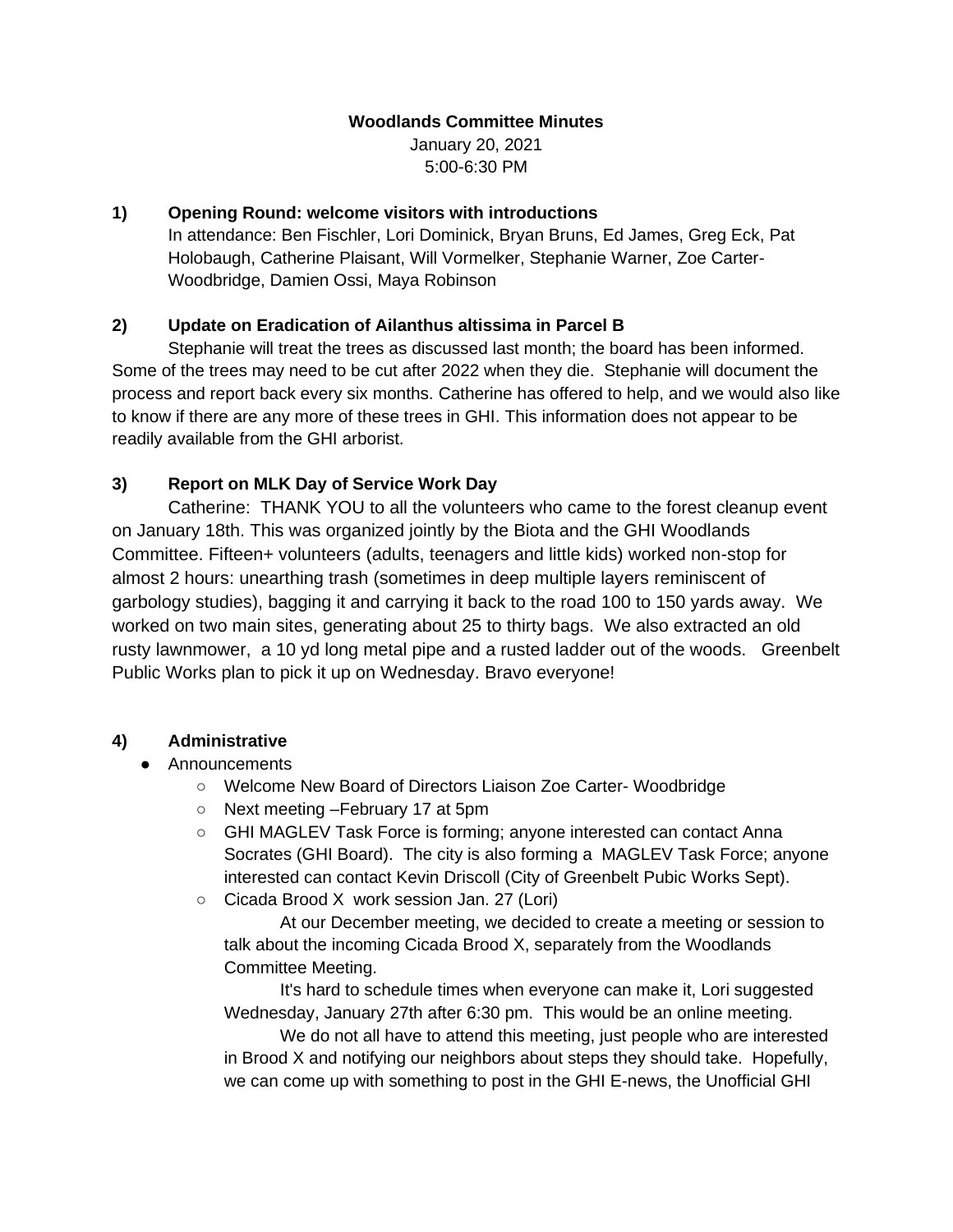**Woodlands Committee Minutes**

January 20, 2021

5:00-6:30 PM

**1) Opening Round: welcome visitors with introductions**

In attendance: Ben Fischler, Lori Dominick, Bryan Bruns, Ed James, Greg Eck, Pat Holobaugh, Catherine Plaisant, Will Vormelker, Stephanie Warner, Zoe Carter-Woodbridge, Damien Ossi, Maya Robinson

**2) Update on Eradication of Ailanthus altissima in Parcel B**

Stephanie will treat the trees as discussed last month; the board has been informed. Some of the trees may need to be cut after 2022 when they die. Stephanie will document the process and report back every six months. Catherine has offered to help, and we would also like to know if there are any more of these trees in GHI. This information does not appear to be readily available from the GHI arborist.

**3) Report on MLK Day of Service Work Day**

Catherine: THANK YOU to all the volunteers who came to the forest cleanup event on January 18th. This was organized jointly by the Biota and the GHI Woodlands Committee. Fifteen+ volunteers (adults, teenagers and little kids) worked non-stop for almost 2 hours: unearthing trash (sometimes in deep multiple layers reminiscent of garbology studies), bagging it and carrying it back to the road 100 to 150 yards away. We worked on two main sites, generating about 25 to thirty bags. We also extracted an old rusty lawnmower, a 10 yd long metal pipe and a rusted ladder out of the woods. Greenbelt Public Works plan to pick it up on Wednesday. Bravo everyone!

**4) Administrative**

- Announcements
  - Welcome New Board of Directors Liaison Zoe Carter- Woodbridge
  - Next meeting –February 17 at 5pm
  - GHI MAGLEV Task Force is forming; anyone interested can contact Anna Socrates (GHI Board). The city is also forming a MAGLEV Task Force; anyone interested can contact Kevin Driscoll (City of Greenbelt Pubic Works Sept).
  - Cicada Brood X work session Jan. 27 (Lori)

    At our December meeting, we decided to create a meeting or session to talk about the incoming Cicada Brood X, separately from the Woodlands Committee Meeting.

    It's hard to schedule times when everyone can make it, Lori suggested Wednesday, January 27th after 6:30 pm. This would be an online meeting.

    We do not all have to attend this meeting, just people who are interested in Brood X and notifying our neighbors about steps they should take. Hopefully, we can come up with something to post in the GHI E-news, the Unofficial GHI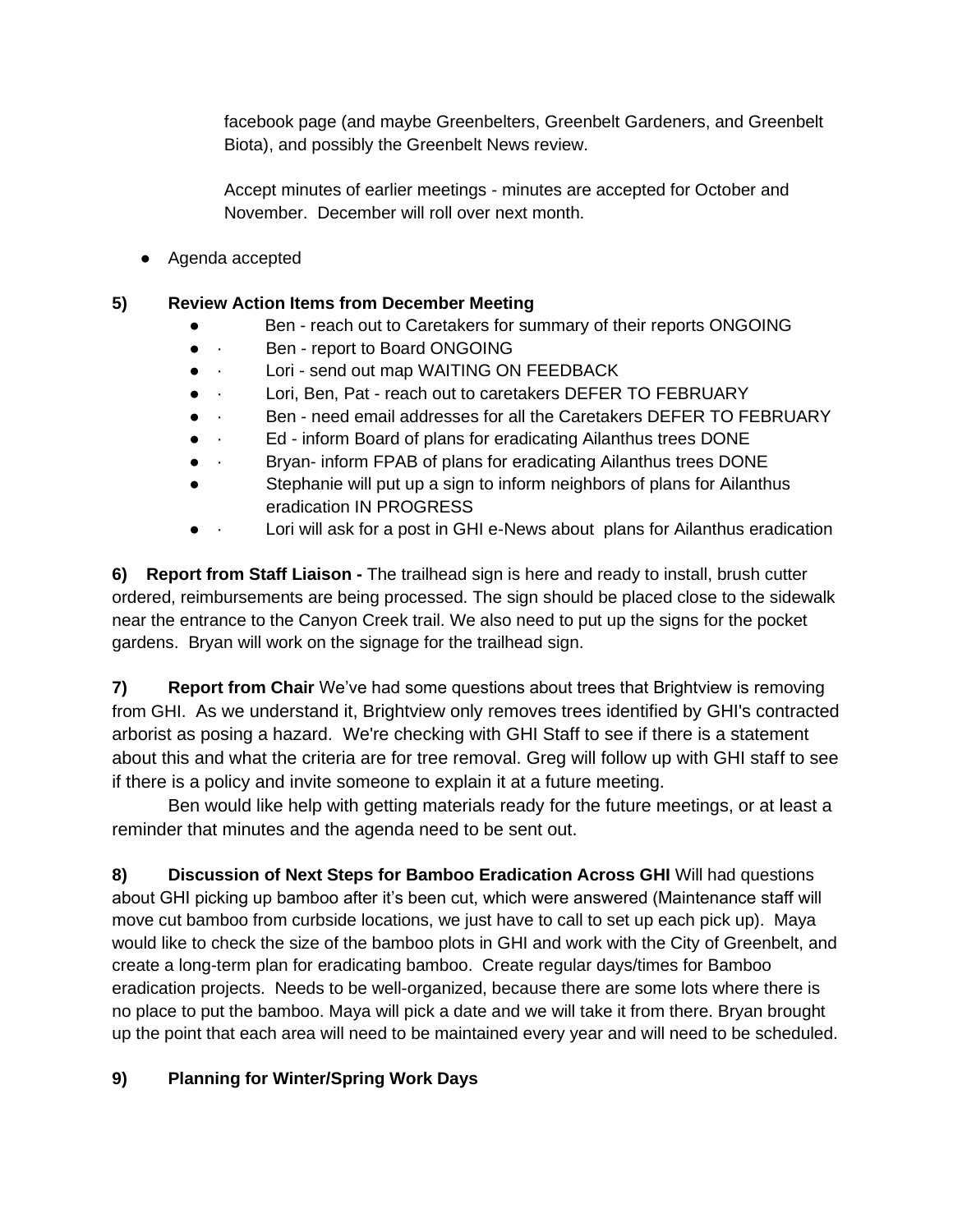facebook page (and maybe Greenbelters, Greenbelt Gardeners, and Greenbelt Biota), and possibly the Greenbelt News review.

Accept minutes of earlier meetings - minutes are accepted for October and November.  December will roll over next month.

- Agenda accepted

**5) Review Action Items from December Meeting**

- Ben - reach out to Caretakers for summary of their reports ONGOING
- Ben - report to Board ONGOING
- Lori - send out map WAITING ON FEEDBACK
- Lori, Ben, Pat - reach out to caretakers DEFER TO FEBRUARY
- Ben - need email addresses for all the Caretakers DEFER TO FEBRUARY
- Ed - inform Board of plans for eradicating Ailanthus trees DONE
- Bryan- inform FPAB of plans for eradicating Ailanthus trees DONE
- Stephanie will put up a sign to inform neighbors of plans for Ailanthus eradication IN PROGRESS
- Lori will ask for a post in GHI e-News about  plans for Ailanthus eradication

**6) Report from Staff Liaison -** The trailhead sign is here and ready to install, brush cutter ordered, reimbursements are being processed. The sign should be placed close to the sidewalk near the entrance to the Canyon Creek trail. We also need to put up the signs for the pocket gardens.  Bryan will work on the signage for the trailhead sign.

**7) Report from Chair** We've had some questions about trees that Brightview is removing from GHI.  As we understand it, Brightview only removes trees identified by GHI's contracted arborist as posing a hazard.  We're checking with GHI Staff to see if there is a statement about this and what the criteria are for tree removal. Greg will follow up with GHI staff to see if there is a policy and invite someone to explain it at a future meeting.

Ben would like help with getting materials ready for the future meetings, or at least a reminder that minutes and the agenda need to be sent out.

**8) Discussion of Next Steps for Bamboo Eradication Across GHI** Will had questions about GHI picking up bamboo after it's been cut, which were answered (Maintenance staff will move cut bamboo from curbside locations, we just have to call to set up each pick up).  Maya would like to check the size of the bamboo plots in GHI and work with the City of Greenbelt, and create a long-term plan for eradicating bamboo.  Create regular days/times for Bamboo eradication projects.  Needs to be well-organized, because there are some lots where there is no place to put the bamboo. Maya will pick a date and we will take it from there. Bryan brought up the point that each area will need to be maintained every year and will need to be scheduled.

**9) Planning for Winter/Spring Work Days**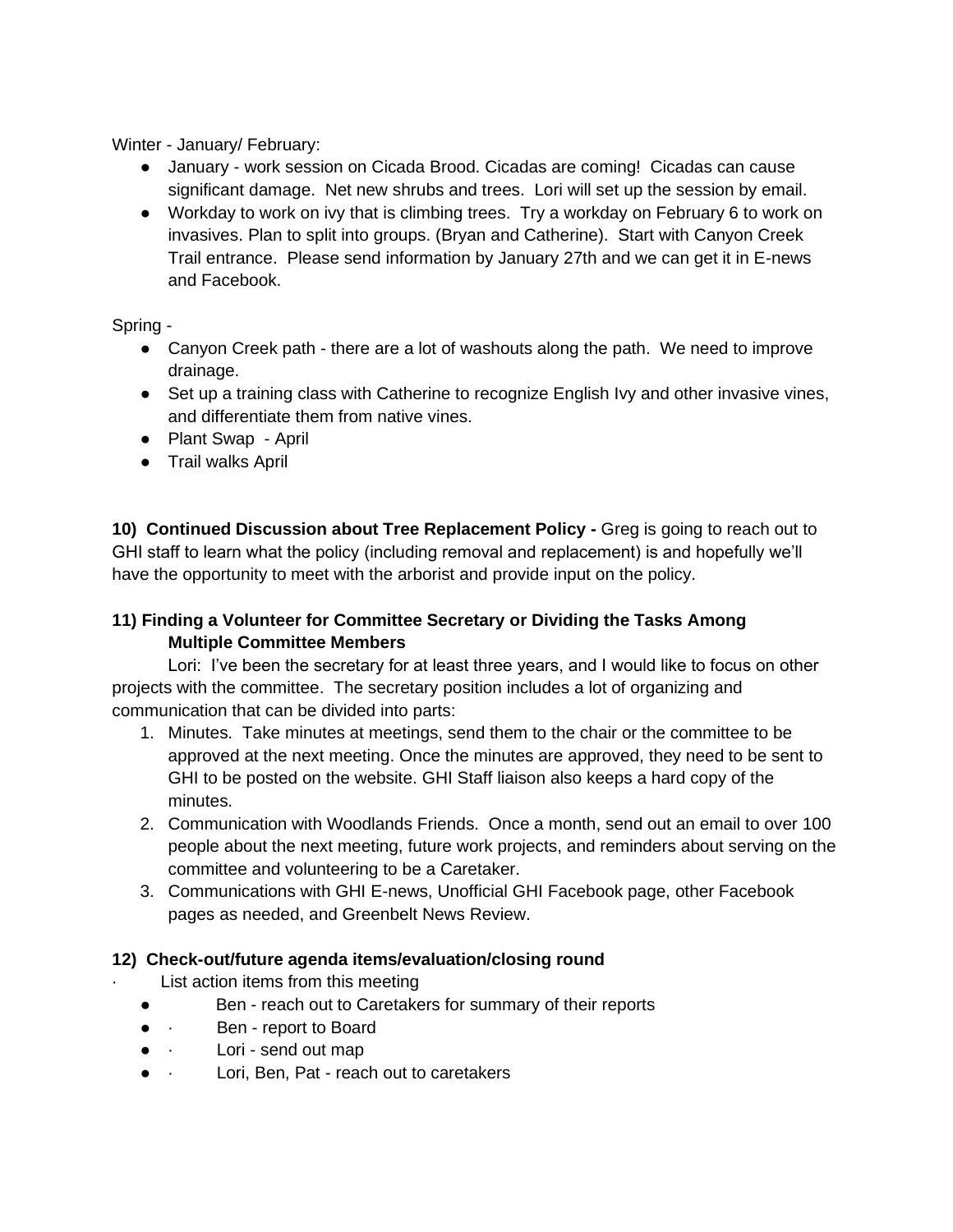Winter - January/ February:

- January - work session on Cicada Brood. Cicadas are coming! Cicadas can cause significant damage. Net new shrubs and trees. Lori will set up the session by email.
- Workday to work on ivy that is climbing trees. Try a workday on February 6 to work on invasives. Plan to split into groups. (Bryan and Catherine). Start with Canyon Creek Trail entrance. Please send information by January 27th and we can get it in E-news and Facebook.

Spring -

- Canyon Creek path - there are a lot of washouts along the path. We need to improve drainage.
- Set up a training class with Catherine to recognize English Ivy and other invasive vines, and differentiate them from native vines.
- Plant Swap - April
- Trail walks April

**10) Continued Discussion about Tree Replacement Policy -** Greg is going to reach out to GHI staff to learn what the policy (including removal and replacement) is and hopefully we'll have the opportunity to meet with the arborist and provide input on the policy.

**11) Finding a Volunteer for Committee Secretary or Dividing the Tasks Among Multiple Committee Members**

Lori: I've been the secretary for at least three years, and I would like to focus on other projects with the committee. The secretary position includes a lot of organizing and communication that can be divided into parts:

1. Minutes. Take minutes at meetings, send them to the chair or the committee to be approved at the next meeting. Once the minutes are approved, they need to be sent to GHI to be posted on the website. GHI Staff liaison also keeps a hard copy of the minutes.
2. Communication with Woodlands Friends. Once a month, send out an email to over 100 people about the next meeting, future work projects, and reminders about serving on the committee and volunteering to be a Caretaker.
3. Communications with GHI E-news, Unofficial GHI Facebook page, other Facebook pages as needed, and Greenbelt News Review.

**12) Check-out/future agenda items/evaluation/closing round**

· List action items from this meeting

- Ben - reach out to Caretakers for summary of their reports
- · Ben - report to Board
- · Lori - send out map
- · Lori, Ben, Pat - reach out to caretakers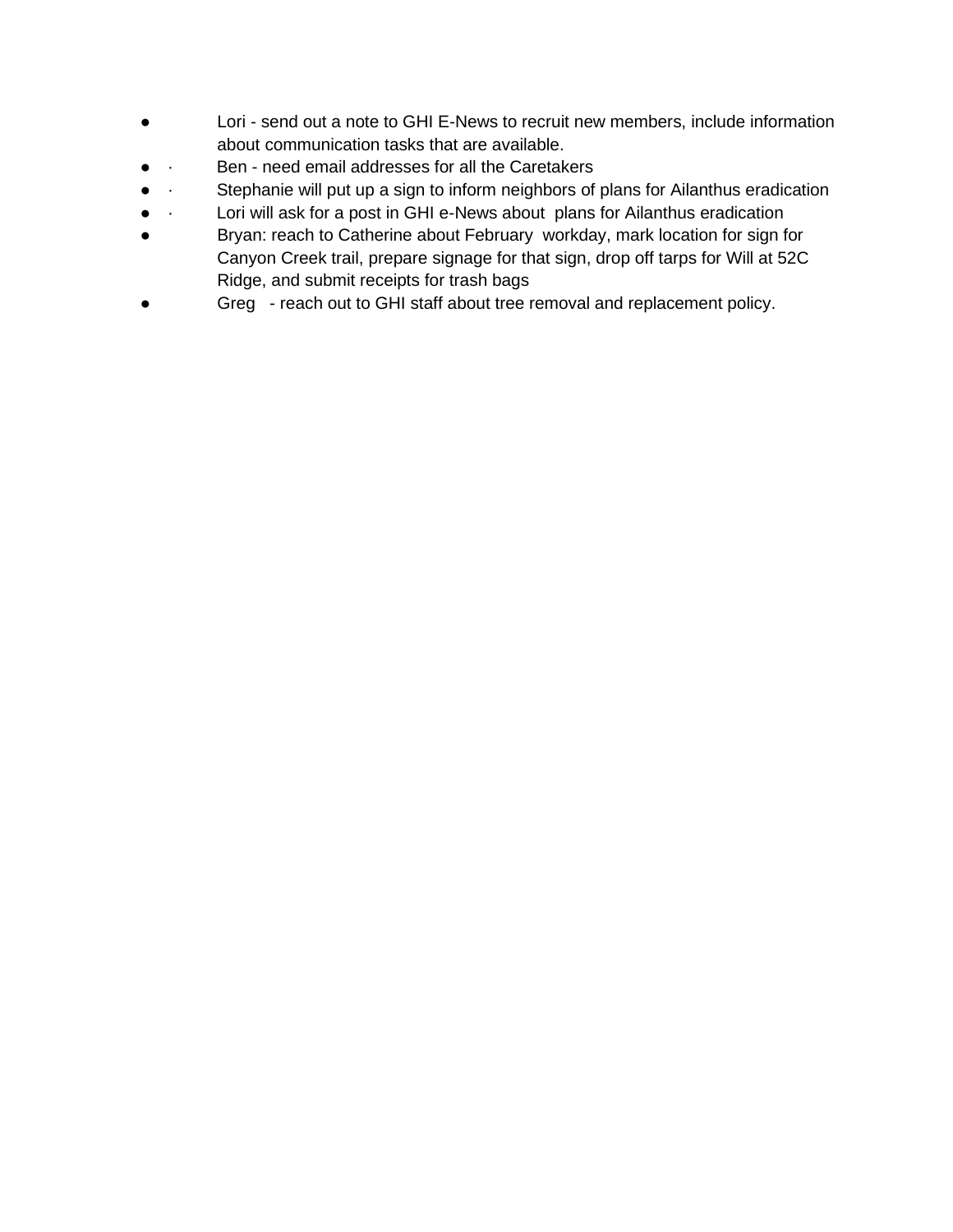- Lori - send out a note to GHI E-News to recruit new members, include information about communication tasks that are available.
- Ben - need email addresses for all the Caretakers
- Stephanie will put up a sign to inform neighbors of plans for Ailanthus eradication
- Lori will ask for a post in GHI e-News about plans for Ailanthus eradication
- Bryan: reach to Catherine about February workday, mark location for sign for Canyon Creek trail, prepare signage for that sign, drop off tarps for Will at 52C Ridge, and submit receipts for trash bags
- Greg - reach out to GHI staff about tree removal and replacement policy.